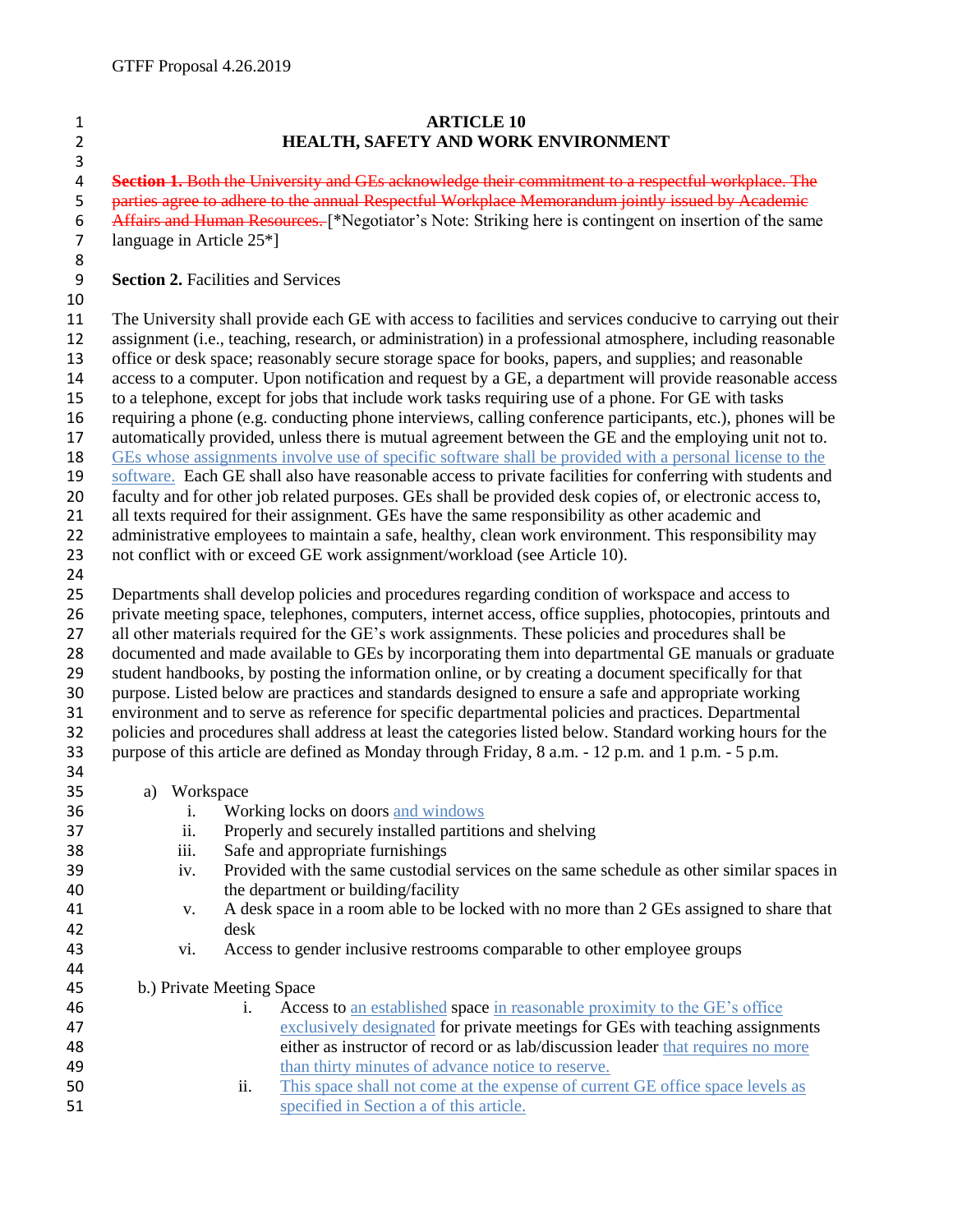GTFF Proposal 4.26.2019

# ARTICLE 10
# HEALTH, SAFETY AND WORK ENVIRONMENT

~~**Section 1.** Both the University and GEs acknowledge their commitment to a respectful workplace. The parties agree to adhere to the annual Respectful Workplace Memorandum jointly issued by Academic Affairs and Human Resources.~~ [*Negotiator's Note: Striking here is contingent on insertion of the same language in Article 25*]

**Section 2.** Facilities and Services

The University shall provide each GE with access to facilities and services conducive to carrying out their assignment (i.e., teaching, research, or administration) in a professional atmosphere, including reasonable office or desk space; reasonably secure storage space for books, papers, and supplies; and reasonable access to a computer. Upon notification and request by a GE, a department will provide reasonable access to a telephone, except for jobs that include work tasks requiring use of a phone. For GE with tasks requiring a phone (e.g. conducting phone interviews, calling conference participants, etc.), phones will be automatically provided, unless there is mutual agreement between the GE and the employing unit not to. GEs whose assignments involve use of specific software shall be provided with a personal license to the software. Each GE shall also have reasonable access to private facilities for conferring with students and faculty and for other job related purposes. GEs shall be provided desk copies of, or electronic access to, all texts required for their assignment. GEs have the same responsibility as other academic and administrative employees to maintain a safe, healthy, clean work environment. This responsibility may not conflict with or exceed GE work assignment/workload (see Article 10).

Departments shall develop policies and procedures regarding condition of workspace and access to private meeting space, telephones, computers, internet access, office supplies, photocopies, printouts and all other materials required for the GE's work assignments. These policies and procedures shall be documented and made available to GEs by incorporating them into departmental GE manuals or graduate student handbooks, by posting the information online, or by creating a document specifically for that purpose. Listed below are practices and standards designed to ensure a safe and appropriate working environment and to serve as reference for specific departmental policies and practices. Departmental policies and procedures shall address at least the categories listed below. Standard working hours for the purpose of this article are defined as Monday through Friday, 8 a.m. - 12 p.m. and 1 p.m. - 5 p.m.

a) Workspace
   i. Working locks on doors and windows
   ii. Properly and securely installed partitions and shelving
   iii. Safe and appropriate furnishings
   iv. Provided with the same custodial services on the same schedule as other similar spaces in the department or building/facility
   v. A desk space in a room able to be locked with no more than 2 GEs assigned to share that desk
   vi. Access to gender inclusive restrooms comparable to other employee groups

b.) Private Meeting Space
   i. Access to an established space in reasonable proximity to the GE's office exclusively designated for private meetings for GEs with teaching assignments either as instructor of record or as lab/discussion leader that requires no more than thirty minutes of advance notice to reserve.
   ii. This space shall not come at the expense of current GE office space levels as specified in Section a of this article.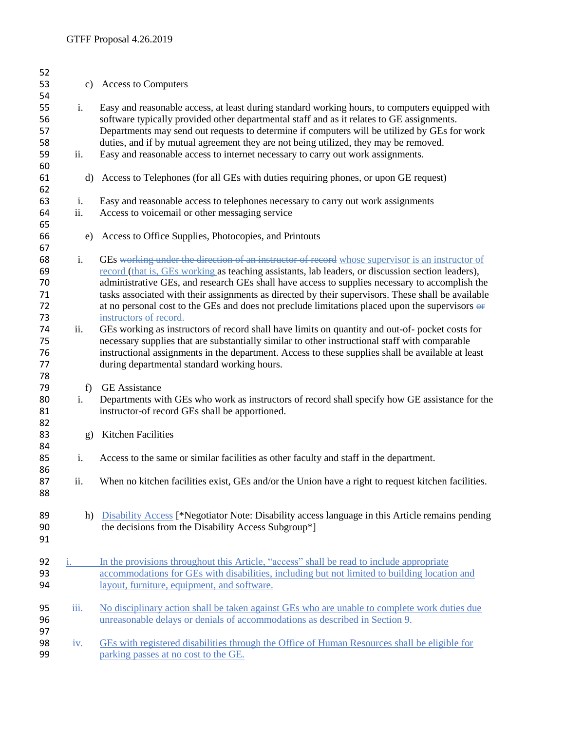c) Access to Computers

i. Easy and reasonable access, at least during standard working hours, to computers equipped with software typically provided other departmental staff and as it relates to GE assignments. Departments may send out requests to determine if computers will be utilized by GEs for work duties, and if by mutual agreement they are not being utilized, they may be removed.

ii. Easy and reasonable access to internet necessary to carry out work assignments.

d) Access to Telephones (for all GEs with duties requiring phones, or upon GE request)

i. Easy and reasonable access to telephones necessary to carry out work assignments

ii. Access to voicemail or other messaging service

e) Access to Office Supplies, Photocopies, and Printouts

i. GEs ~~working under the direction of an instructor of record~~ whose supervisor is an instructor of record (that is, GEs working as teaching assistants, lab leaders, or discussion section leaders), administrative GEs, and research GEs shall have access to supplies necessary to accomplish the tasks associated with their assignments as directed by their supervisors. These shall be available at no personal cost to the GEs and does not preclude limitations placed upon the supervisors ~~or instructors of record.~~

ii. GEs working as instructors of record shall have limits on quantity and out-of- pocket costs for necessary supplies that are substantially similar to other instructional staff with comparable instructional assignments in the department. Access to these supplies shall be available at least during departmental standard working hours.

f) GE Assistance

i. Departments with GEs who work as instructors of record shall specify how GE assistance for the instructor-of record GEs shall be apportioned.

g) Kitchen Facilities

i. Access to the same or similar facilities as other faculty and staff in the department.

ii. When no kitchen facilities exist, GEs and/or the Union have a right to request kitchen facilities.

h) Disability Access [*Negotiator Note: Disability access language in this Article remains pending the decisions from the Disability Access Subgroup*]

i. In the provisions throughout this Article, "access" shall be read to include appropriate accommodations for GEs with disabilities, including but not limited to building location and layout, furniture, equipment, and software.

iii. No disciplinary action shall be taken against GEs who are unable to complete work duties due unreasonable delays or denials of accommodations as described in Section 9.

iv. GEs with registered disabilities through the Office of Human Resources shall be eligible for parking passes at no cost to the GE.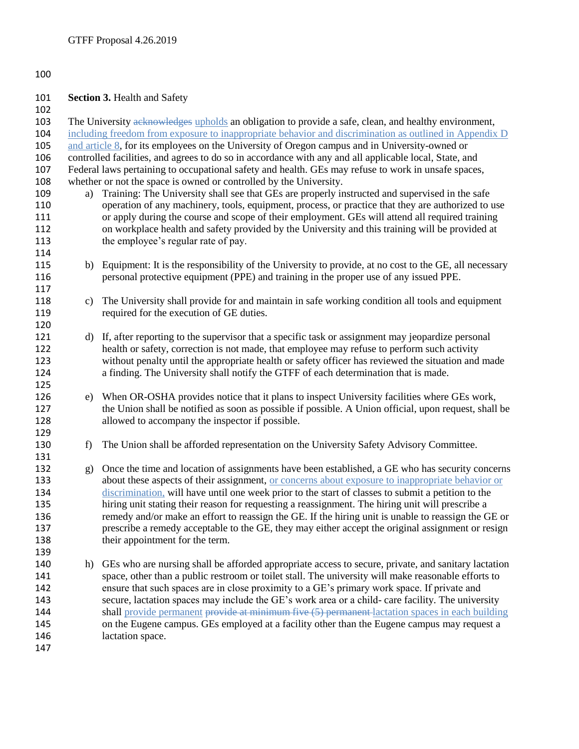**Section 3.** Health and Safety

The University ~~acknowledges~~ upholds an obligation to provide a safe, clean, and healthy environment, including freedom from exposure to inappropriate behavior and discrimination as outlined in Appendix D and article 8, for its employees on the University of Oregon campus and in University-owned or controlled facilities, and agrees to do so in accordance with any and all applicable local, State, and Federal laws pertaining to occupational safety and health. GEs may refuse to work in unsafe spaces, whether or not the space is owned or controlled by the University.

a) Training: The University shall see that GEs are properly instructed and supervised in the safe operation of any machinery, tools, equipment, process, or practice that they are authorized to use or apply during the course and scope of their employment. GEs will attend all required training on workplace health and safety provided by the University and this training will be provided at the employee's regular rate of pay.

b) Equipment: It is the responsibility of the University to provide, at no cost to the GE, all necessary personal protective equipment (PPE) and training in the proper use of any issued PPE.

c) The University shall provide for and maintain in safe working condition all tools and equipment required for the execution of GE duties.

d) If, after reporting to the supervisor that a specific task or assignment may jeopardize personal health or safety, correction is not made, that employee may refuse to perform such activity without penalty until the appropriate health or safety officer has reviewed the situation and made a finding. The University shall notify the GTFF of each determination that is made.

e) When OR-OSHA provides notice that it plans to inspect University facilities where GEs work, the Union shall be notified as soon as possible if possible. A Union official, upon request, shall be allowed to accompany the inspector if possible.

f) The Union shall be afforded representation on the University Safety Advisory Committee.

g) Once the time and location of assignments have been established, a GE who has security concerns about these aspects of their assignment, or concerns about exposure to inappropriate behavior or discrimination, will have until one week prior to the start of classes to submit a petition to the hiring unit stating their reason for requesting a reassignment. The hiring unit will prescribe a remedy and/or make an effort to reassign the GE. If the hiring unit is unable to reassign the GE or prescribe a remedy acceptable to the GE, they may either accept the original assignment or resign their appointment for the term.

h) GEs who are nursing shall be afforded appropriate access to secure, private, and sanitary lactation space, other than a public restroom or toilet stall. The university will make reasonable efforts to ensure that such spaces are in close proximity to a GE's primary work space. If private and secure, lactation spaces may include the GE's work area or a child- care facility. The university shall provide permanent ~~provide at minimum five (5) permanent~~ lactation spaces in each building on the Eugene campus. GEs employed at a facility other than the Eugene campus may request a lactation space.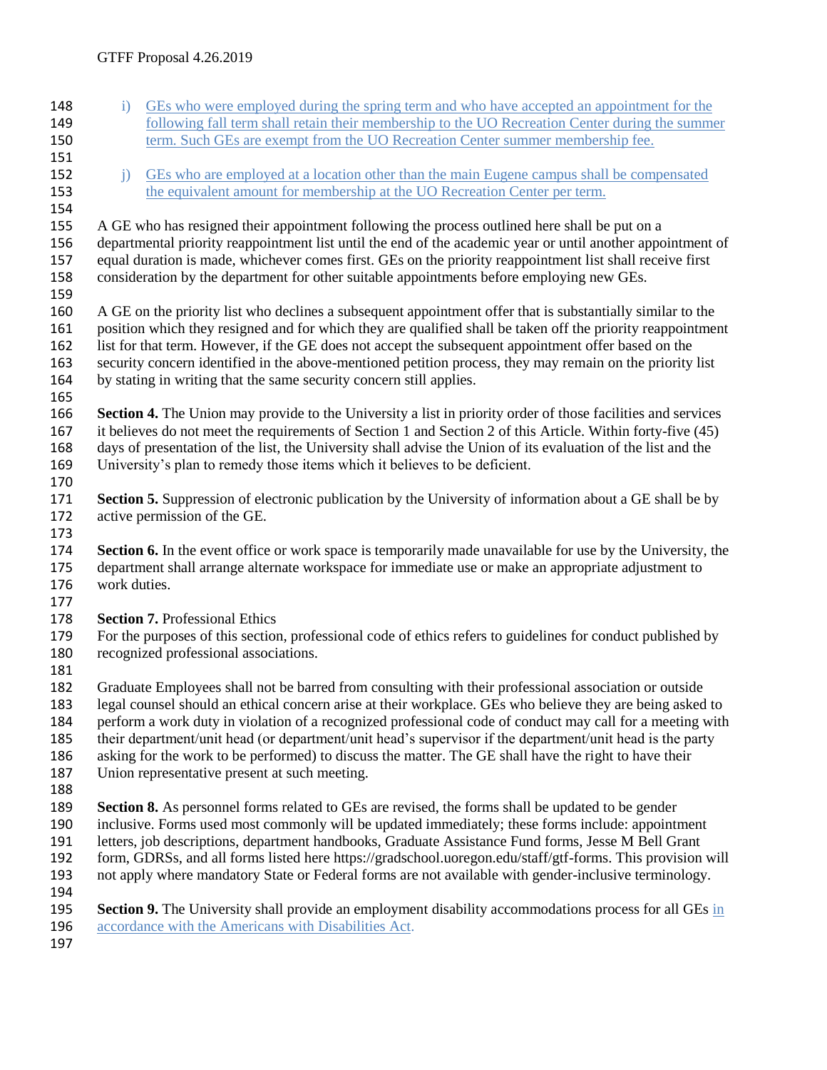i) GEs who were employed during the spring term and who have accepted an appointment for the following fall term shall retain their membership to the UO Recreation Center during the summer term. Such GEs are exempt from the UO Recreation Center summer membership fee.

j) GEs who are employed at a location other than the main Eugene campus shall be compensated the equivalent amount for membership at the UO Recreation Center per term.

A GE who has resigned their appointment following the process outlined here shall be put on a departmental priority reappointment list until the end of the academic year or until another appointment of equal duration is made, whichever comes first. GEs on the priority reappointment list shall receive first consideration by the department for other suitable appointments before employing new GEs.

A GE on the priority list who declines a subsequent appointment offer that is substantially similar to the position which they resigned and for which they are qualified shall be taken off the priority reappointment list for that term. However, if the GE does not accept the subsequent appointment offer based on the security concern identified in the above-mentioned petition process, they may remain on the priority list by stating in writing that the same security concern still applies.

**Section 4.** The Union may provide to the University a list in priority order of those facilities and services it believes do not meet the requirements of Section 1 and Section 2 of this Article. Within forty-five (45) days of presentation of the list, the University shall advise the Union of its evaluation of the list and the University's plan to remedy those items which it believes to be deficient.

**Section 5.** Suppression of electronic publication by the University of information about a GE shall be by active permission of the GE.

**Section 6.** In the event office or work space is temporarily made unavailable for use by the University, the department shall arrange alternate workspace for immediate use or make an appropriate adjustment to work duties.

**Section 7.** Professional Ethics
For the purposes of this section, professional code of ethics refers to guidelines for conduct published by recognized professional associations.

Graduate Employees shall not be barred from consulting with their professional association or outside legal counsel should an ethical concern arise at their workplace. GEs who believe they are being asked to perform a work duty in violation of a recognized professional code of conduct may call for a meeting with their department/unit head (or department/unit head's supervisor if the department/unit head is the party asking for the work to be performed) to discuss the matter. The GE shall have the right to have their Union representative present at such meeting.

**Section 8.** As personnel forms related to GEs are revised, the forms shall be updated to be gender inclusive. Forms used most commonly will be updated immediately; these forms include: appointment letters, job descriptions, department handbooks, Graduate Assistance Fund forms, Jesse M Bell Grant form, GDRSs, and all forms listed here https://gradschool.uoregon.edu/staff/gtf-forms. This provision will not apply where mandatory State or Federal forms are not available with gender-inclusive terminology.

**Section 9.** The University shall provide an employment disability accommodations process for all GEs in accordance with the Americans with Disabilities Act.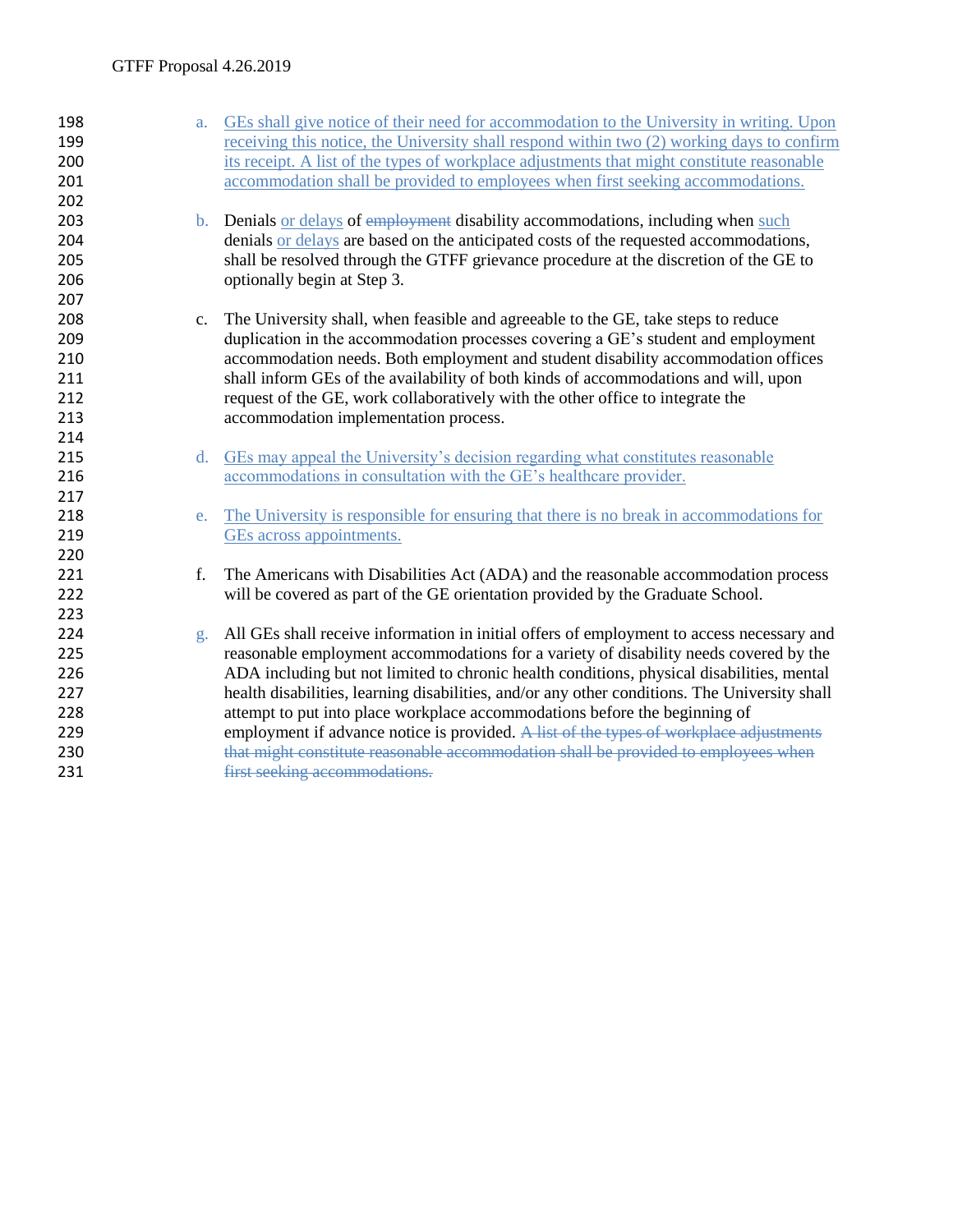a. GEs shall give notice of their need for accommodation to the University in writing. Upon receiving this notice, the University shall respond within two (2) working days to confirm its receipt. A list of the types of workplace adjustments that might constitute reasonable accommodation shall be provided to employees when first seeking accommodations.

b. Denials or delays of ~~employment~~ disability accommodations, including when such denials or delays are based on the anticipated costs of the requested accommodations, shall be resolved through the GTFF grievance procedure at the discretion of the GE to optionally begin at Step 3.

c. The University shall, when feasible and agreeable to the GE, take steps to reduce duplication in the accommodation processes covering a GE's student and employment accommodation needs. Both employment and student disability accommodation offices shall inform GEs of the availability of both kinds of accommodations and will, upon request of the GE, work collaboratively with the other office to integrate the accommodation implementation process.

d. GEs may appeal the University's decision regarding what constitutes reasonable accommodations in consultation with the GE's healthcare provider.

e. The University is responsible for ensuring that there is no break in accommodations for GEs across appointments.

f. The Americans with Disabilities Act (ADA) and the reasonable accommodation process will be covered as part of the GE orientation provided by the Graduate School.

g. All GEs shall receive information in initial offers of employment to access necessary and reasonable employment accommodations for a variety of disability needs covered by the ADA including but not limited to chronic health conditions, physical disabilities, mental health disabilities, learning disabilities, and/or any other conditions. The University shall attempt to put into place workplace accommodations before the beginning of employment if advance notice is provided. ~~A list of the types of workplace adjustments that might constitute reasonable accommodation shall be provided to employees when first seeking accommodations.~~